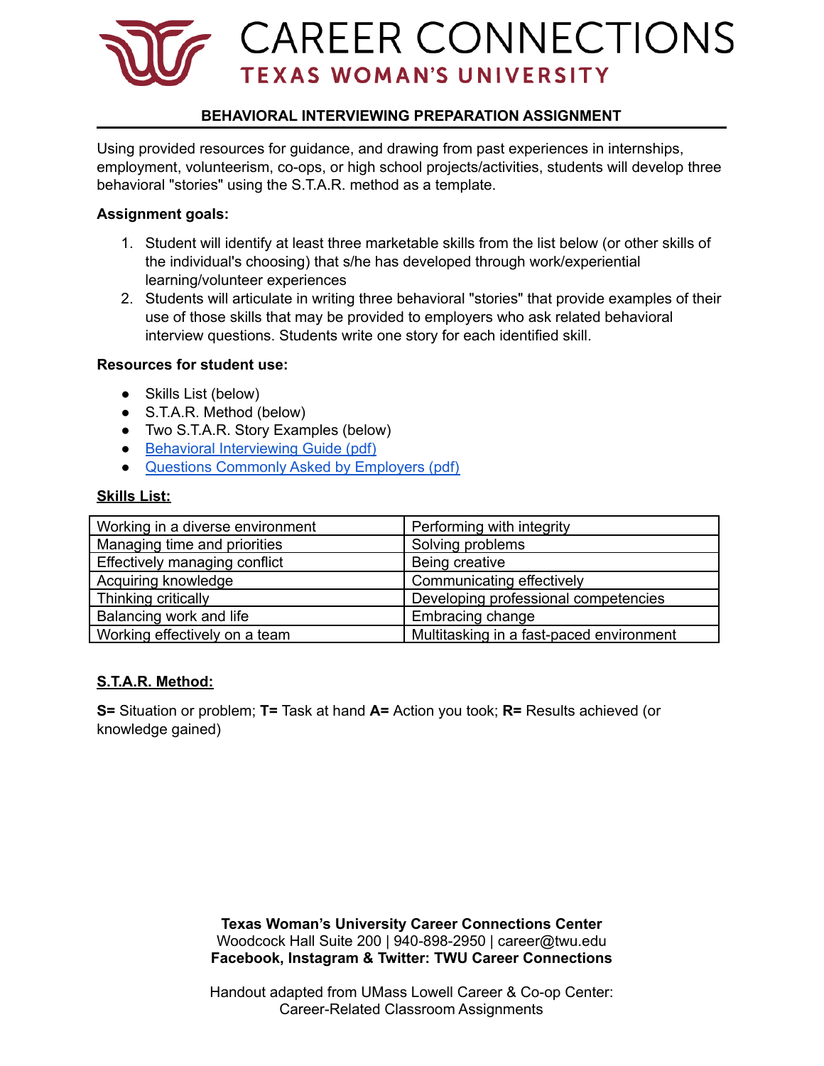# CAREER CONNECTIONS
## TEXAS WOMAN'S UNIVERSITY

### BEHAVIORAL INTERVIEWING PREPARATION ASSIGNMENT

Using provided resources for guidance, and drawing from past experiences in internships, employment, volunteerism, co-ops, or high school projects/activities, students will develop three behavioral "stories" using the S.T.A.R. method as a template.

**Assignment goals:**

1. Student will identify at least three marketable skills from the list below (or other skills of the individual's choosing) that s/he has developed through work/experiential learning/volunteer experiences
2. Students will articulate in writing three behavioral "stories" that provide examples of their use of those skills that may be provided to employers who ask related behavioral interview questions. Students write one story for each identified skill.

**Resources for student use:**

- Skills List (below)
- S.T.A.R. Method (below)
- Two S.T.A.R. Story Examples (below)
- Behavioral Interviewing Guide (pdf)
- Questions Commonly Asked by Employers (pdf)

**Skills List:**

| | |
|---|---|
| Working in a diverse environment | Performing with integrity |
| Managing time and priorities | Solving problems |
| Effectively managing conflict | Being creative |
| Acquiring knowledge | Communicating effectively |
| Thinking critically | Developing professional competencies |
| Balancing work and life | Embracing change |
| Working effectively on a team | Multitasking in a fast-paced environment |

**S.T.A.R. Method:**

**S=** Situation or problem; **T=** Task at hand **A=** Action you took; **R=** Results achieved (or knowledge gained)

**Texas Woman's University Career Connections Center**
Woodcock Hall Suite 200 | 940-898-2950 | career@twu.edu
**Facebook, Instagram & Twitter: TWU Career Connections**

Handout adapted from UMass Lowell Career & Co-op Center: Career-Related Classroom Assignments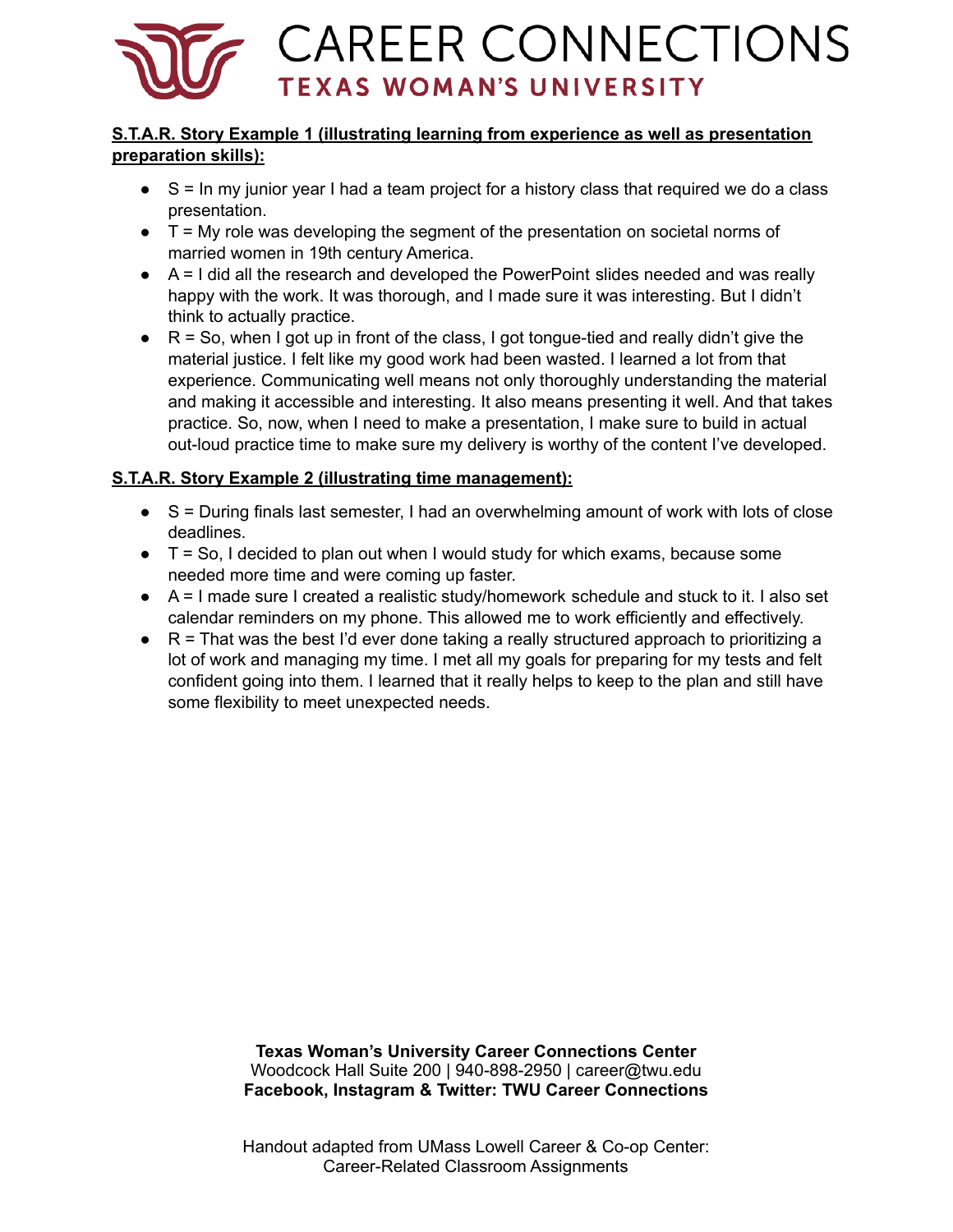**S.T.A.R. Story Example 1 (illustrating learning from experience as well as presentation preparation skills):**

- S = In my junior year I had a team project for a history class that required we do a class presentation.
- T = My role was developing the segment of the presentation on societal norms of married women in 19th century America.
- A = I did all the research and developed the PowerPoint slides needed and was really happy with the work. It was thorough, and I made sure it was interesting. But I didn't think to actually practice.
- R = So, when I got up in front of the class, I got tongue-tied and really didn't give the material justice. I felt like my good work had been wasted. I learned a lot from that experience. Communicating well means not only thoroughly understanding the material and making it accessible and interesting. It also means presenting it well. And that takes practice. So, now, when I need to make a presentation, I make sure to build in actual out-loud practice time to make sure my delivery is worthy of the content I've developed.

**S.T.A.R. Story Example 2 (illustrating time management):**

- S = During finals last semester, I had an overwhelming amount of work with lots of close deadlines.
- T = So, I decided to plan out when I would study for which exams, because some needed more time and were coming up faster.
- A = I made sure I created a realistic study/homework schedule and stuck to it. I also set calendar reminders on my phone. This allowed me to work efficiently and effectively.
- R = That was the best I'd ever done taking a really structured approach to prioritizing a lot of work and managing my time. I met all my goals for preparing for my tests and felt confident going into them. I learned that it really helps to keep to the plan and still have some flexibility to meet unexpected needs.

**Texas Woman's University Career Connections Center**
Woodcock Hall Suite 200 | 940-898-2950 | career@twu.edu
**Facebook, Instagram & Twitter: TWU Career Connections**

Handout adapted from UMass Lowell Career & Co-op Center:
Career-Related Classroom Assignments